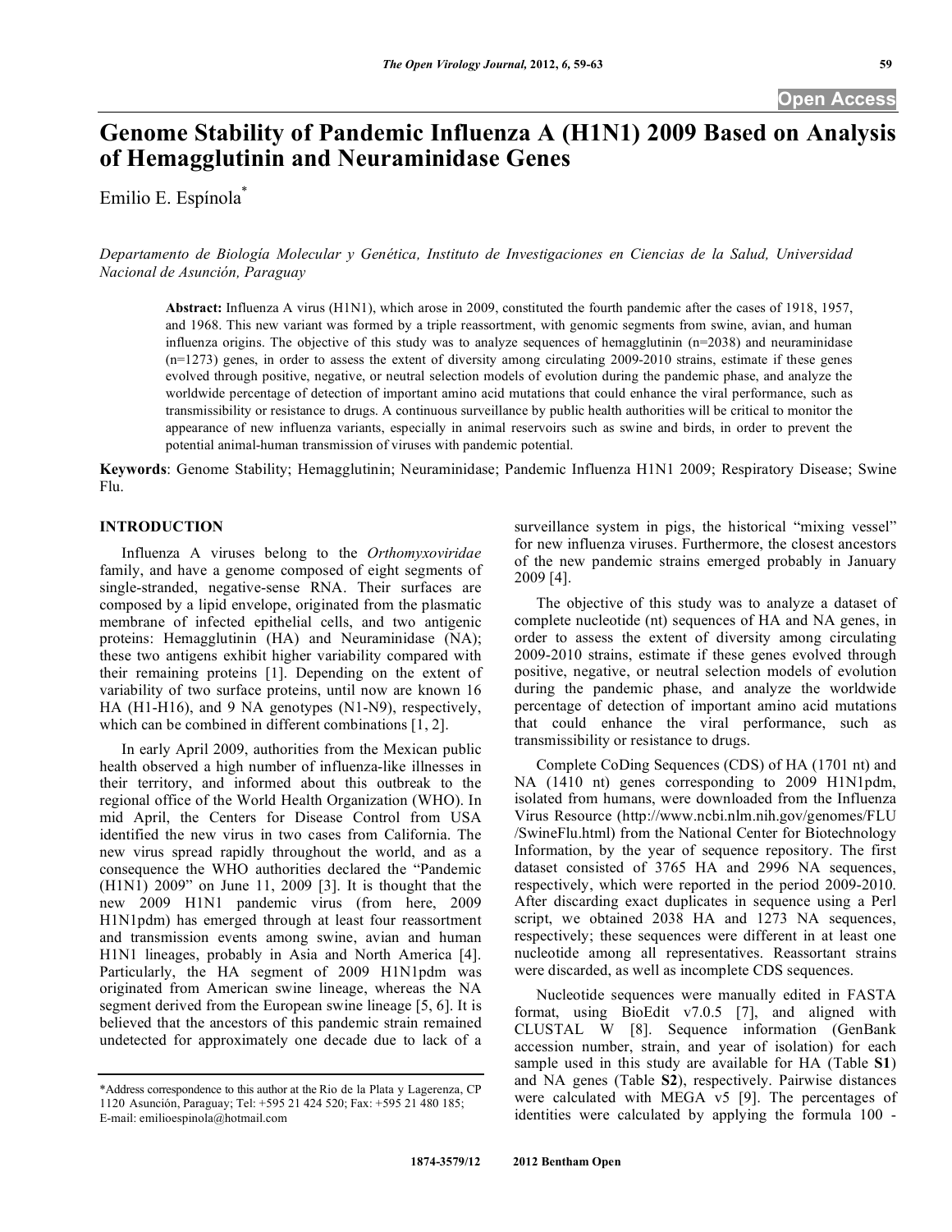# Genome Stability of Pandemic Influenza A (H1N1) 2009 Based on Analysis of Hemagglutinin and Neuraminidase Genes

Emilio E. Espínola*

*Departamento de Biología Molecular y Genética, Instituto de Investigaciones en Ciencias de la Salud, Universidad Nacional de Asunción, Paraguay*

**Abstract:** Influenza A virus (H1N1), which arose in 2009, constituted the fourth pandemic after the cases of 1918, 1957, and 1968. This new variant was formed by a triple reassortment, with genomic segments from swine, avian, and human influenza origins. The objective of this study was to analyze sequences of hemagglutinin (n=2038) and neuraminidase (n=1273) genes, in order to assess the extent of diversity among circulating 2009-2010 strains, estimate if these genes evolved through positive, negative, or neutral selection models of evolution during the pandemic phase, and analyze the worldwide percentage of detection of important amino acid mutations that could enhance the viral performance, such as transmissibility or resistance to drugs. A continuous surveillance by public health authorities will be critical to monitor the appearance of new influenza variants, especially in animal reservoirs such as swine and birds, in order to prevent the potential animal-human transmission of viruses with pandemic potential.

**Keywords**: Genome Stability; Hemagglutinin; Neuraminidase; Pandemic Influenza H1N1 2009; Respiratory Disease; Swine Flu.

## INTRODUCTION

Influenza A viruses belong to the *Orthomyxoviridae* family, and have a genome composed of eight segments of single-stranded, negative-sense RNA. Their surfaces are composed by a lipid envelope, originated from the plasmatic membrane of infected epithelial cells, and two antigenic proteins: Hemagglutinin (HA) and Neuraminidase (NA); these two antigens exhibit higher variability compared with their remaining proteins [1]. Depending on the extent of variability of two surface proteins, until now are known 16 HA (H1-H16), and 9 NA genotypes (N1-N9), respectively, which can be combined in different combinations [1, 2].

In early April 2009, authorities from the Mexican public health observed a high number of influenza-like illnesses in their territory, and informed about this outbreak to the regional office of the World Health Organization (WHO). In mid April, the Centers for Disease Control from USA identified the new virus in two cases from California. The new virus spread rapidly throughout the world, and as a consequence the WHO authorities declared the "Pandemic (H1N1) 2009" on June 11, 2009 [3]. It is thought that the new 2009 H1N1 pandemic virus (from here, 2009 H1N1pdm) has emerged through at least four reassortment and transmission events among swine, avian and human H1N1 lineages, probably in Asia and North America [4]. Particularly, the HA segment of 2009 H1N1pdm was originated from American swine lineage, whereas the NA segment derived from the European swine lineage [5, 6]. It is believed that the ancestors of this pandemic strain remained undetected for approximately one decade due to lack of a surveillance system in pigs, the historical "mixing vessel" for new influenza viruses. Furthermore, the closest ancestors of the new pandemic strains emerged probably in January 2009 [4].

The objective of this study was to analyze a dataset of complete nucleotide (nt) sequences of HA and NA genes, in order to assess the extent of diversity among circulating 2009-2010 strains, estimate if these genes evolved through positive, negative, or neutral selection models of evolution during the pandemic phase, and analyze the worldwide percentage of detection of important amino acid mutations that could enhance the viral performance, such as transmissibility or resistance to drugs.

Complete CoDing Sequences (CDS) of HA (1701 nt) and NA (1410 nt) genes corresponding to 2009 H1N1pdm, isolated from humans, were downloaded from the Influenza Virus Resource (http://www.ncbi.nlm.nih.gov/genomes/FLU/SwineFlu.html) from the National Center for Biotechnology Information, by the year of sequence repository. The first dataset consisted of 3765 HA and 2996 NA sequences, respectively, which were reported in the period 2009-2010. After discarding exact duplicates in sequence using a Perl script, we obtained 2038 HA and 1273 NA sequences, respectively; these sequences were different in at least one nucleotide among all representatives. Reassortant strains were discarded, as well as incomplete CDS sequences.

Nucleotide sequences were manually edited in FASTA format, using BioEdit v7.0.5 [7], and aligned with CLUSTAL W [8]. Sequence information (GenBank accession number, strain, and year of isolation) for each sample used in this study are available for HA (Table **S1**) and NA genes (Table **S2**), respectively. Pairwise distances were calculated with MEGA v5 [9]. The percentages of identities were calculated by applying the formula 100 -

*Address correspondence to this author at the Rio de la Plata y Lagerenza, CP 1120 Asunción, Paraguay; Tel: +595 21 424 520; Fax: +595 21 480 185; E-mail: emilioespinola@hotmail.com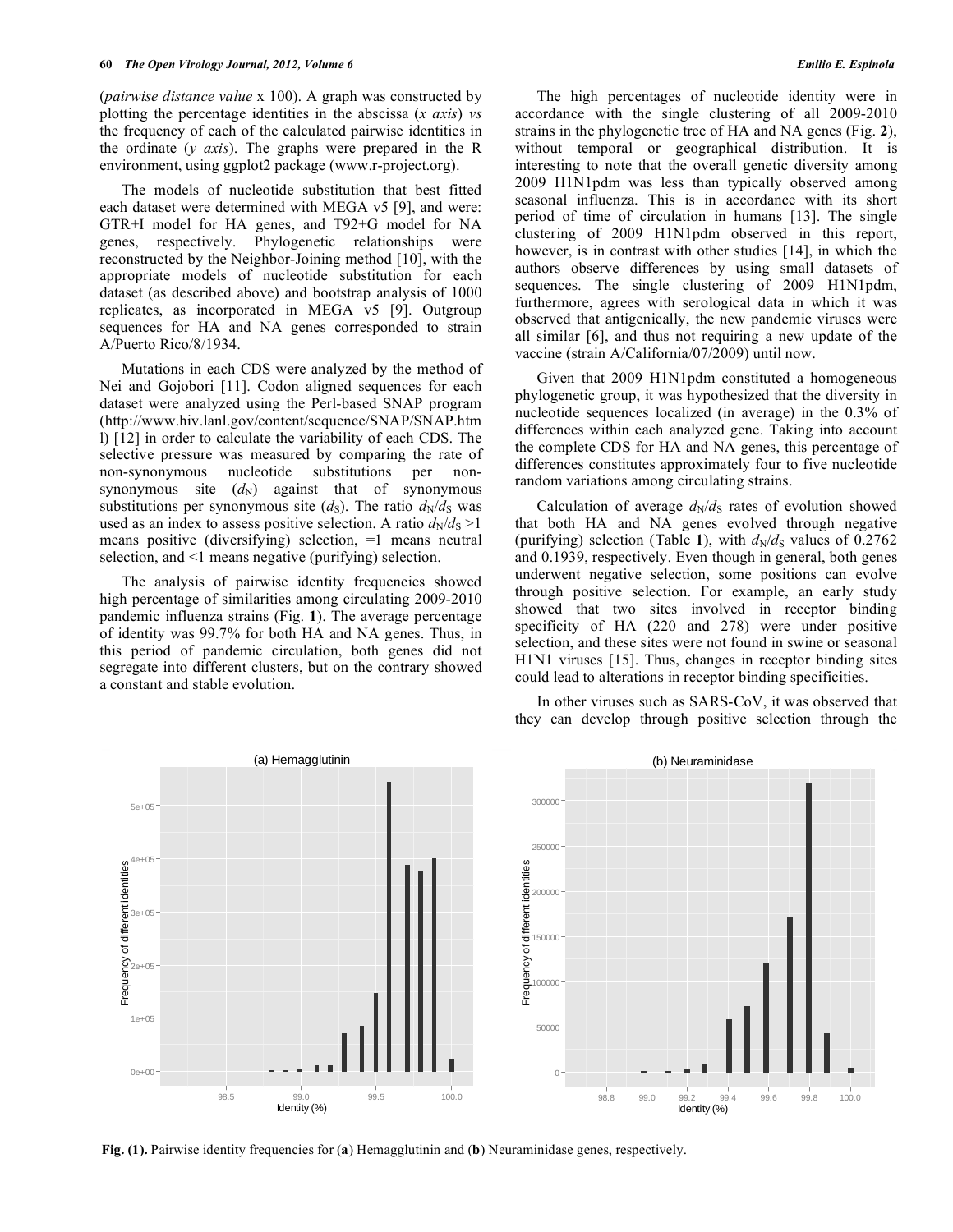(*pairwise distance value* x 100). A graph was constructed by plotting the percentage identities in the abscissa (*x axis*) *vs* the frequency of each of the calculated pairwise identities in the ordinate (*y axis*). The graphs were prepared in the R environment, using ggplot2 package (www.r-project.org).

The models of nucleotide substitution that best fitted each dataset were determined with MEGA v5 [9], and were: GTR+I model for HA genes, and T92+G model for NA genes, respectively. Phylogenetic relationships were reconstructed by the Neighbor-Joining method [10], with the appropriate models of nucleotide substitution for each dataset (as described above) and bootstrap analysis of 1000 replicates, as incorporated in MEGA v5 [9]. Outgroup sequences for HA and NA genes corresponded to strain A/Puerto Rico/8/1934.

Mutations in each CDS were analyzed by the method of Nei and Gojobori [11]. Codon aligned sequences for each dataset were analyzed using the Perl-based SNAP program (http://www.hiv.lanl.gov/content/sequence/SNAP/SNAP.html) [12] in order to calculate the variability of each CDS. The selective pressure was measured by comparing the rate of non-synonymous nucleotide substitutions per non-synonymous site ($d_N$) against that of synonymous substitutions per synonymous site ($d_S$). The ratio $d_N/d_S$ was used as an index to assess positive selection. A ratio $d_N/d_S > 1$ means positive (diversifying) selection, =1 means neutral selection, and <1 means negative (purifying) selection.

The analysis of pairwise identity frequencies showed high percentage of similarities among circulating 2009-2010 pandemic influenza strains (Fig. **1**). The average percentage of identity was 99.7% for both HA and NA genes. Thus, in this period of pandemic circulation, both genes did not segregate into different clusters, but on the contrary showed a constant and stable evolution.

The high percentages of nucleotide identity were in accordance with the single clustering of all 2009-2010 strains in the phylogenetic tree of HA and NA genes (Fig. **2**), without temporal or geographical distribution. It is interesting to note that the overall genetic diversity among 2009 H1N1pdm was less than typically observed among seasonal influenza. This is in accordance with its short period of time of circulation in humans [13]. The single clustering of 2009 H1N1pdm observed in this report, however, is in contrast with other studies [14], in which the authors observe differences by using small datasets of sequences. The single clustering of 2009 H1N1pdm, furthermore, agrees with serological data in which it was observed that antigenically, the new pandemic viruses were all similar [6], and thus not requiring a new update of the vaccine (strain A/California/07/2009) until now.

Given that 2009 H1N1pdm constituted a homogeneous phylogenetic group, it was hypothesized that the diversity in nucleotide sequences localized (in average) in the 0.3% of differences within each analyzed gene. Taking into account the complete CDS for HA and NA genes, this percentage of differences constitutes approximately four to five nucleotide random variations among circulating strains.

Calculation of average $d_N/d_S$ rates of evolution showed that both HA and NA genes evolved through negative (purifying) selection (Table **1**), with $d_N/d_S$ values of 0.2762 and 0.1939, respectively. Even though in general, both genes underwent negative selection, some positions can evolve through positive selection. For example, an early study showed that two sites involved in receptor binding specificity of HA (220 and 278) were under positive selection, and these sites were not found in swine or seasonal H1N1 viruses [15]. Thus, changes in receptor binding sites could lead to alterations in receptor binding specificities.

In other viruses such as SARS-CoV, it was observed that they can develop through positive selection through the

**Fig. (1).** Pairwise identity frequencies for (**a**) Hemagglutinin and (**b**) Neuraminidase genes, respectively.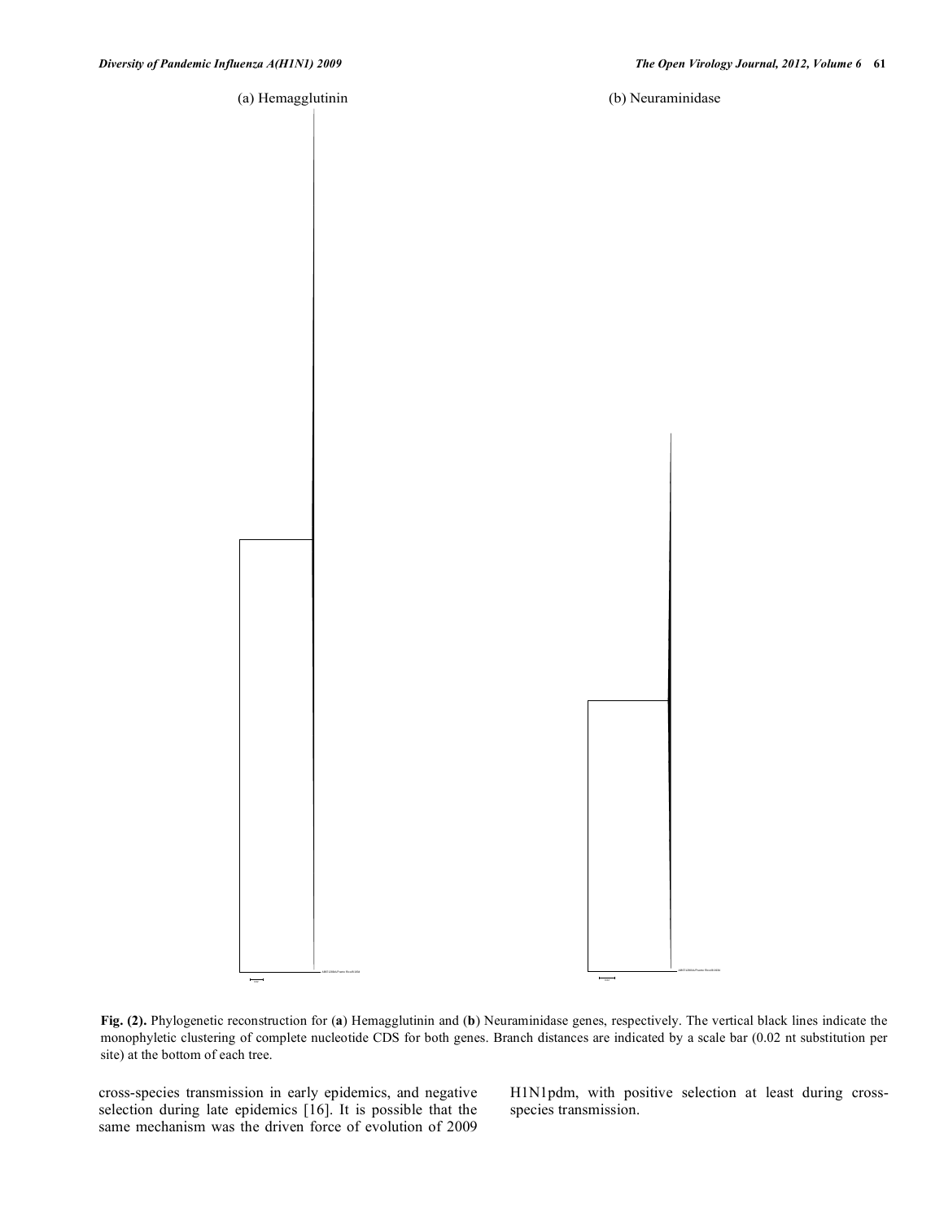(a) Hemagglutinin

(b) Neuraminidase

**Fig. (2).** Phylogenetic reconstruction for (**a**) Hemagglutinin and (**b**) Neuraminidase genes, respectively. The vertical black lines indicate the monophyletic clustering of complete nucleotide CDS for both genes. Branch distances are indicated by a scale bar (0.02 nt substitution per site) at the bottom of each tree.

cross-species transmission in early epidemics, and negative selection during late epidemics [16]. It is possible that the same mechanism was the driven force of evolution of 2009 H1N1pdm, with positive selection at least during cross-species transmission.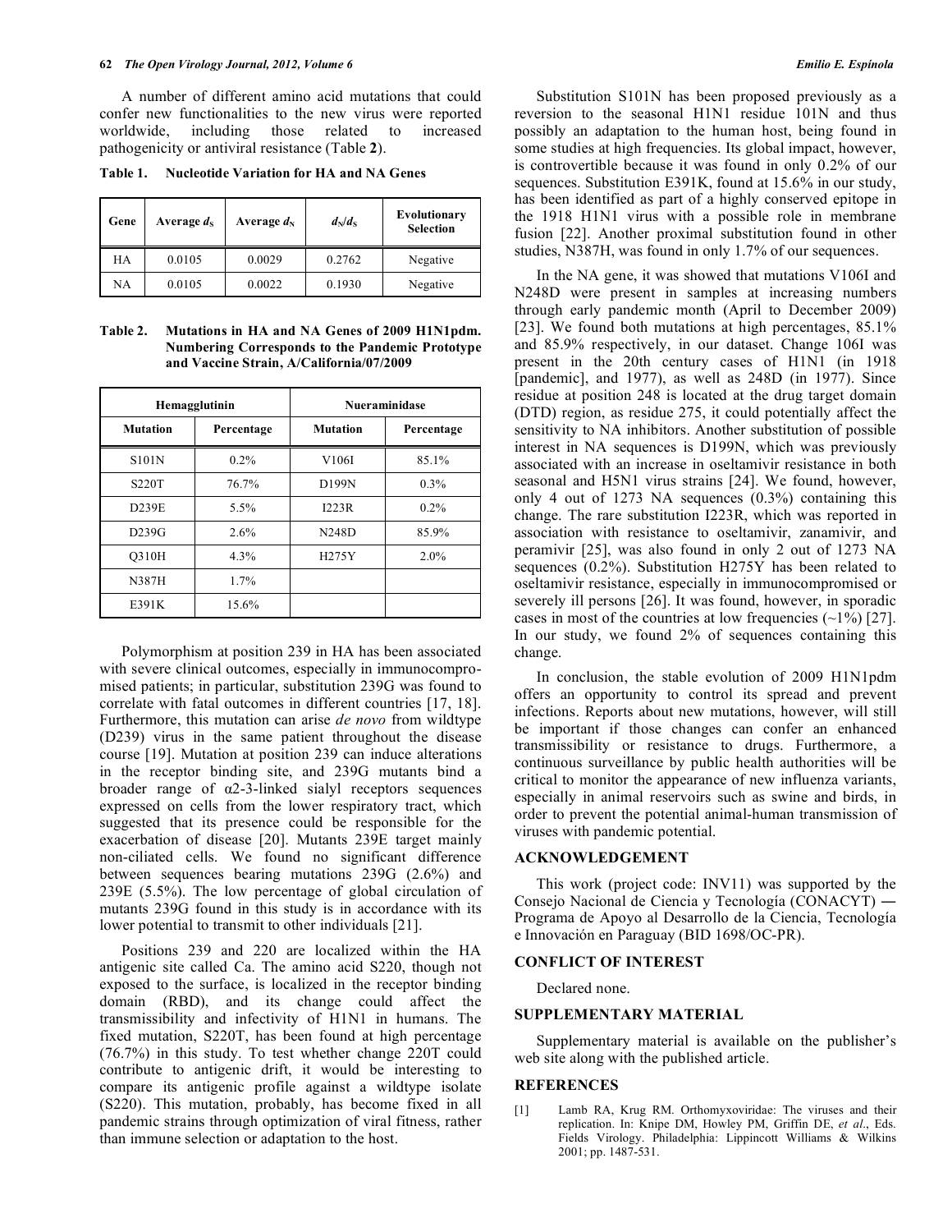A number of different amino acid mutations that could confer new functionalities to the new virus were reported worldwide, including those related to increased pathogenicity or antiviral resistance (Table **2**).

**Table 1. Nucleotide Variation for HA and NA Genes**

| Gene | Average $d_S$ | Average $d_N$ | $d_N/d_S$ | Evolutionary Selection |
|---|---|---|---|---|
| HA | 0.0105 | 0.0029 | 0.2762 | Negative |
| NA | 0.0105 | 0.0022 | 0.1930 | Negative |

**Table 2. Mutations in HA and NA Genes of 2009 H1N1pdm. Numbering Corresponds to the Pandemic Prototype and Vaccine Strain, A/California/07/2009**

| Hemagglutinin | | Nueraminidase | |
|---|---|---|---|
| **Mutation** | **Percentage** | **Mutation** | **Percentage** |
| S101N | 0.2% | V106I | 85.1% |
| S220T | 76.7% | D199N | 0.3% |
| D239E | 5.5% | I223R | 0.2% |
| D239G | 2.6% | N248D | 85.9% |
| Q310H | 4.3% | H275Y | 2.0% |
| N387H | 1.7% | | |
| E391K | 15.6% | | |

Polymorphism at position 239 in HA has been associated with severe clinical outcomes, especially in immunocompromised patients; in particular, substitution 239G was found to correlate with fatal outcomes in different countries [17, 18]. Furthermore, this mutation can arise *de novo* from wildtype (D239) virus in the same patient throughout the disease course [19]. Mutation at position 239 can induce alterations in the receptor binding site, and 239G mutants bind a broader range of α2-3-linked sialyl receptors sequences expressed on cells from the lower respiratory tract, which suggested that its presence could be responsible for the exacerbation of disease [20]. Mutants 239E target mainly non-ciliated cells. We found no significant difference between sequences bearing mutations 239G (2.6%) and 239E (5.5%). The low percentage of global circulation of mutants 239G found in this study is in accordance with its lower potential to transmit to other individuals [21].

Positions 239 and 220 are localized within the HA antigenic site called Ca. The amino acid S220, though not exposed to the surface, is localized in the receptor binding domain (RBD), and its change could affect the transmissibility and infectivity of H1N1 in humans. The fixed mutation, S220T, has been found at high percentage (76.7%) in this study. To test whether change 220T could contribute to antigenic drift, it would be interesting to compare its antigenic profile against a wildtype isolate (S220). This mutation, probably, has become fixed in all pandemic strains through optimization of viral fitness, rather than immune selection or adaptation to the host.

Substitution S101N has been proposed previously as a reversion to the seasonal H1N1 residue 101N and thus possibly an adaptation to the human host, being found in some studies at high frequencies. Its global impact, however, is controvertible because it was found in only 0.2% of our sequences. Substitution E391K, found at 15.6% in our study, has been identified as part of a highly conserved epitope in the 1918 H1N1 virus with a possible role in membrane fusion [22]. Another proximal substitution found in other studies, N387H, was found in only 1.7% of our sequences.

In the NA gene, it was showed that mutations V106I and N248D were present in samples at increasing numbers through early pandemic month (April to December 2009) [23]. We found both mutations at high percentages, 85.1% and 85.9% respectively, in our dataset. Change 106I was present in the 20th century cases of H1N1 (in 1918 [pandemic], and 1977), as well as 248D (in 1977). Since residue at position 248 is located at the drug target domain (DTD) region, as residue 275, it could potentially affect the sensitivity to NA inhibitors. Another substitution of possible interest in NA sequences is D199N, which was previously associated with an increase in oseltamivir resistance in both seasonal and H5N1 virus strains [24]. We found, however, only 4 out of 1273 NA sequences (0.3%) containing this change. The rare substitution I223R, which was reported in association with resistance to oseltamivir, zanamivir, and peramivir [25], was also found in only 2 out of 1273 NA sequences (0.2%). Substitution H275Y has been related to oseltamivir resistance, especially in immunocompromised or severely ill persons [26]. It was found, however, in sporadic cases in most of the countries at low frequencies (~1%) [27]. In our study, we found 2% of sequences containing this change.

In conclusion, the stable evolution of 2009 H1N1pdm offers an opportunity to control its spread and prevent infections. Reports about new mutations, however, will still be important if those changes can confer an enhanced transmissibility or resistance to drugs. Furthermore, a continuous surveillance by public health authorities will be critical to monitor the appearance of new influenza variants, especially in animal reservoirs such as swine and birds, in order to prevent the potential animal-human transmission of viruses with pandemic potential.

## ACKNOWLEDGEMENT

This work (project code: INV11) was supported by the Consejo Nacional de Ciencia y Tecnología (CONACYT) — Programa de Apoyo al Desarrollo de la Ciencia, Tecnología e Innovación en Paraguay (BID 1698/OC-PR).

## CONFLICT OF INTEREST

Declared none.

## SUPPLEMENTARY MATERIAL

Supplementary material is available on the publisher's web site along with the published article.

## REFERENCES

[1] Lamb RA, Krug RM. Orthomyxoviridae: The viruses and their replication. In: Knipe DM, Howley PM, Griffin DE, *et al*., Eds. Fields Virology. Philadelphia: Lippincott Williams & Wilkins 2001; pp. 1487-531.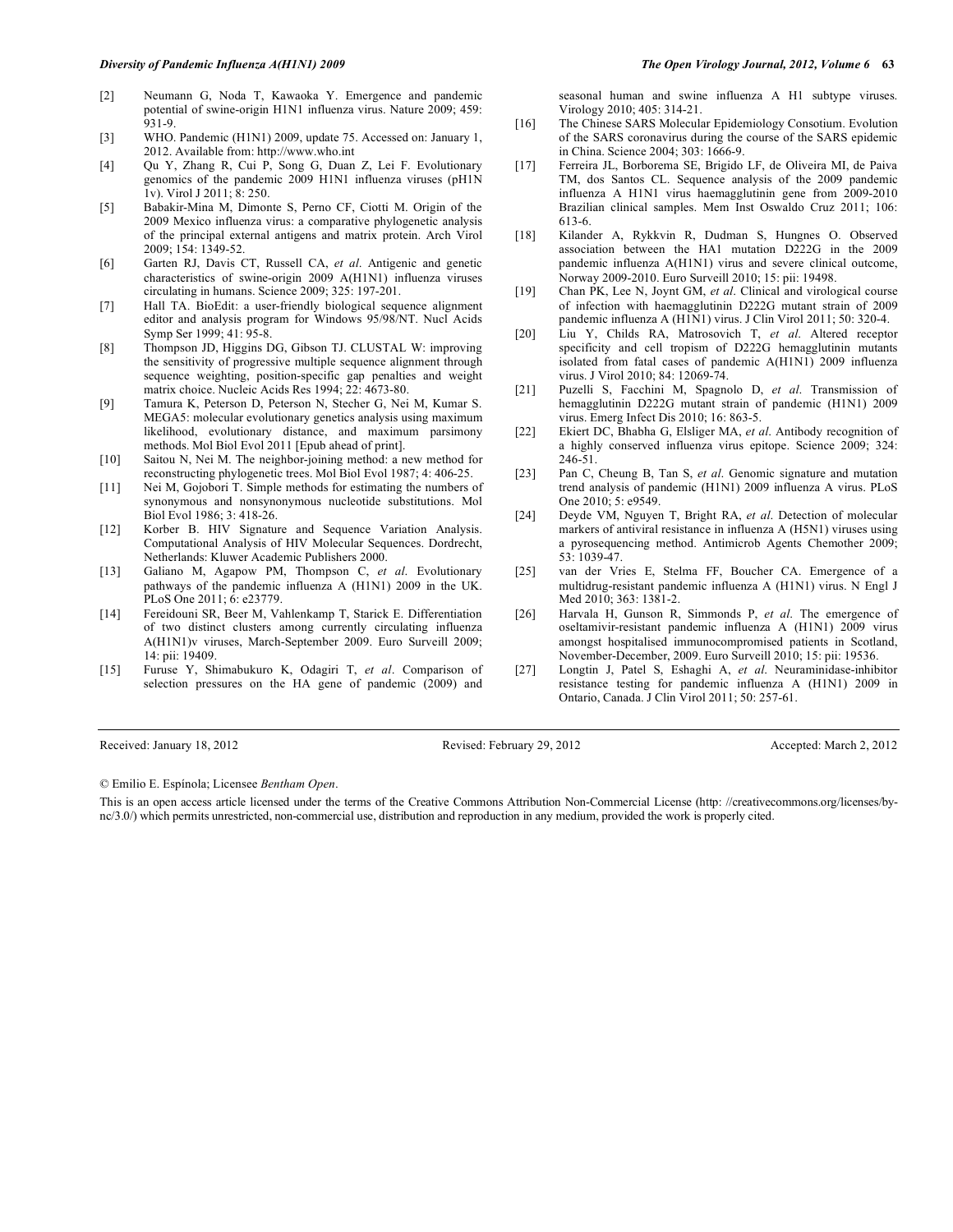[2] Neumann G, Noda T, Kawaoka Y. Emergence and pandemic potential of swine-origin H1N1 influenza virus. Nature 2009; 459: 931-9.

[3] WHO. Pandemic (H1N1) 2009, update 75. Accessed on: January 1, 2012. Available from: http://www.who.int

[4] Qu Y, Zhang R, Cui P, Song G, Duan Z, Lei F. Evolutionary genomics of the pandemic 2009 H1N1 influenza viruses (pH1N 1v). Virol J 2011; 8: 250.

[5] Babakir-Mina M, Dimonte S, Perno CF, Ciotti M. Origin of the 2009 Mexico influenza virus: a comparative phylogenetic analysis of the principal external antigens and matrix protein. Arch Virol 2009; 154: 1349-52.

[6] Garten RJ, Davis CT, Russell CA, *et al*. Antigenic and genetic characteristics of swine-origin 2009 A(H1N1) influenza viruses circulating in humans. Science 2009; 325: 197-201.

[7] Hall TA. BioEdit: a user-friendly biological sequence alignment editor and analysis program for Windows 95/98/NT. Nucl Acids Symp Ser 1999; 41: 95-8.

[8] Thompson JD, Higgins DG, Gibson TJ. CLUSTAL W: improving the sensitivity of progressive multiple sequence alignment through sequence weighting, position-specific gap penalties and weight matrix choice. Nucleic Acids Res 1994; 22: 4673-80.

[9] Tamura K, Peterson D, Peterson N, Stecher G, Nei M, Kumar S. MEGA5: molecular evolutionary genetics analysis using maximum likelihood, evolutionary distance, and maximum parsimony methods. Mol Biol Evol 2011 [Epub ahead of print].

[10] Saitou N, Nei M. The neighbor-joining method: a new method for reconstructing phylogenetic trees. Mol Biol Evol 1987; 4: 406-25.

[11] Nei M, Gojobori T. Simple methods for estimating the numbers of synonymous and nonsynonymous nucleotide substitutions. Mol Biol Evol 1986; 3: 418-26.

[12] Korber B. HIV Signature and Sequence Variation Analysis. Computational Analysis of HIV Molecular Sequences. Dordrecht, Netherlands: Kluwer Academic Publishers 2000.

[13] Galiano M, Agapow PM, Thompson C, *et al.* Evolutionary pathways of the pandemic influenza A (H1N1) 2009 in the UK. PLoS One 2011; 6: e23779.

[14] Fereidouni SR, Beer M, Vahlenkamp T, Starick E. Differentiation of two distinct clusters among currently circulating influenza A(H1N1)v viruses, March-September 2009. Euro Surveill 2009; 14: pii: 19409.

[15] Furuse Y, Shimabukuro K, Odagiri T, *et al*. Comparison of selection pressures on the HA gene of pandemic (2009) and seasonal human and swine influenza A H1 subtype viruses. Virology 2010; 405: 314-21.

[16] The Chinese SARS Molecular Epidemiology Consotium. Evolution of the SARS coronavirus during the course of the SARS epidemic in China. Science 2004; 303: 1666-9.

[17] Ferreira JL, Borborema SE, Brigido LF, de Oliveira MI, de Paiva TM, dos Santos CL. Sequence analysis of the 2009 pandemic influenza A H1N1 virus haemagglutinin gene from 2009-2010 Brazilian clinical samples. Mem Inst Oswaldo Cruz 2011; 106: 613-6.

[18] Kilander A, Rykkvin R, Dudman S, Hungnes O. Observed association between the HA1 mutation D222G in the 2009 pandemic influenza A(H1N1) virus and severe clinical outcome, Norway 2009-2010. Euro Surveill 2010; 15: pii: 19498.

[19] Chan PK, Lee N, Joynt GM, *et al*. Clinical and virological course of infection with haemagglutinin D222G mutant strain of 2009 pandemic influenza A (H1N1) virus. J Clin Virol 2011; 50: 320-4.

[20] Liu Y, Childs RA, Matrosovich T, *et al.* Altered receptor specificity and cell tropism of D222G hemagglutinin mutants isolated from fatal cases of pandemic A(H1N1) 2009 influenza virus. J Virol 2010; 84: 12069-74.

[21] Puzelli S, Facchini M, Spagnolo D, *et al.* Transmission of hemagglutinin D222G mutant strain of pandemic (H1N1) 2009 virus. Emerg Infect Dis 2010; 16: 863-5.

[22] Ekiert DC, Bhabha G, Elsliger MA, *et al*. Antibody recognition of a highly conserved influenza virus epitope. Science 2009; 324: 246-51.

[23] Pan C, Cheung B, Tan S, *et al*. Genomic signature and mutation trend analysis of pandemic (H1N1) 2009 influenza A virus. PLoS One 2010; 5: e9549.

[24] Deyde VM, Nguyen T, Bright RA, *et al.* Detection of molecular markers of antiviral resistance in influenza A (H5N1) viruses using a pyrosequencing method. Antimicrob Agents Chemother 2009; 53: 1039-47.

[25] van der Vries E, Stelma FF, Boucher CA. Emergence of a multidrug-resistant pandemic influenza A (H1N1) virus. N Engl J Med 2010; 363: 1381-2.

[26] Harvala H, Gunson R, Simmonds P, *et al*. The emergence of oseltamivir-resistant pandemic influenza A (H1N1) 2009 virus amongst hospitalised immunocompromised patients in Scotland, November-December, 2009. Euro Surveill 2010; 15: pii: 19536.

[27] Longtin J, Patel S, Eshaghi A, *et al*. Neuraminidase-inhibitor resistance testing for pandemic influenza A (H1N1) 2009 in Ontario, Canada. J Clin Virol 2011; 50: 257-61.

Received: January 18, 2012 Revised: February 29, 2012 Accepted: March 2, 2012

© Emilio E. Espínola; Licensee *Bentham Open*.

This is an open access article licensed under the terms of the Creative Commons Attribution Non-Commercial License (http: //creativecommons.org/licenses/by-nc/3.0/) which permits unrestricted, non-commercial use, distribution and reproduction in any medium, provided the work is properly cited.